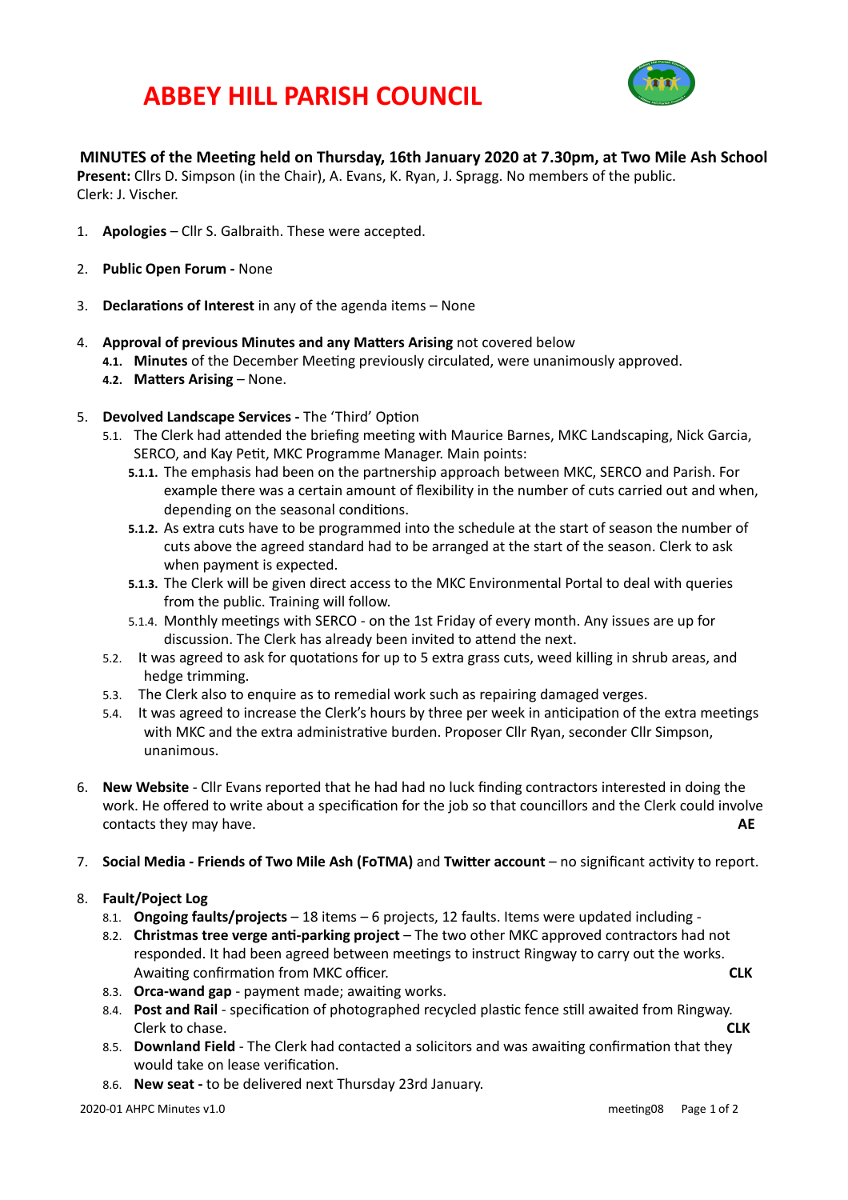# ABBEY HILL PARISH COUNCIL

**MINUTES of the Meeting held on Thursday, 16th January 2020 at 7.30pm, at Two Mile Ash School**

**Present:** Cllrs D. Simpson (in the Chair), A. Evans, K. Ryan, J. Spragg. No members of the public.
Clerk: J. Vischer.

1. **Apologies** – Cllr S. Galbraith. These were accepted.

2. **Public Open Forum -** None

3. **Declarations of Interest** in any of the agenda items – None

4. **Approval of previous Minutes and any Matters Arising** not covered below
   - **4.1. Minutes** of the December Meeting previously circulated, were unanimously approved.
   - **4.2. Matters Arising** – None.

5. **Devolved Landscape Services -** The 'Third' Option
   - 5.1. The Clerk had attended the briefing meeting with Maurice Barnes, MKC Landscaping, Nick Garcia, SERCO, and Kay Petit, MKC Programme Manager. Main points:
     - **5.1.1.** The emphasis had been on the partnership approach between MKC, SERCO and Parish. For example there was a certain amount of flexibility in the number of cuts carried out and when, depending on the seasonal conditions.
     - **5.1.2.** As extra cuts have to be programmed into the schedule at the start of season the number of cuts above the agreed standard had to be arranged at the start of the season. Clerk to ask when payment is expected.
     - **5.1.3.** The Clerk will be given direct access to the MKC Environmental Portal to deal with queries from the public. Training will follow.
     - 5.1.4. Monthly meetings with SERCO - on the 1st Friday of every month. Any issues are up for discussion. The Clerk has already been invited to attend the next.
   - 5.2. It was agreed to ask for quotations for up to 5 extra grass cuts, weed killing in shrub areas, and hedge trimming.
   - 5.3. The Clerk also to enquire as to remedial work such as repairing damaged verges.
   - 5.4. It was agreed to increase the Clerk's hours by three per week in anticipation of the extra meetings with MKC and the extra administrative burden. Proposer Cllr Ryan, seconder Cllr Simpson, unanimous.

6. **New Website** - Cllr Evans reported that he had had no luck finding contractors interested in doing the work. He offered to write about a specification for the job so that councillors and the Clerk could involve contacts they may have. **AE**

7. **Social Media - Friends of Two Mile Ash (FoTMA)** and **Twitter account** – no significant activity to report.

8. **Fault/Poject Log**
   - 8.1. **Ongoing faults/projects** – 18 items – 6 projects, 12 faults. Items were updated including -
   - 8.2. **Christmas tree verge anti-parking project** – The two other MKC approved contractors had not responded. It had been agreed between meetings to instruct Ringway to carry out the works. Awaiting confirmation from MKC officer. **CLK**
   - 8.3. **Orca-wand gap** - payment made; awaiting works.
   - 8.4. **Post and Rail** - specification of photographed recycled plastic fence still awaited from Ringway. Clerk to chase. **CLK**
   - 8.5. **Downland Field** - The Clerk had contacted a solicitors and was awaiting confirmation that they would take on lease verification.
   - 8.6. **New seat -** to be delivered next Thursday 23rd January.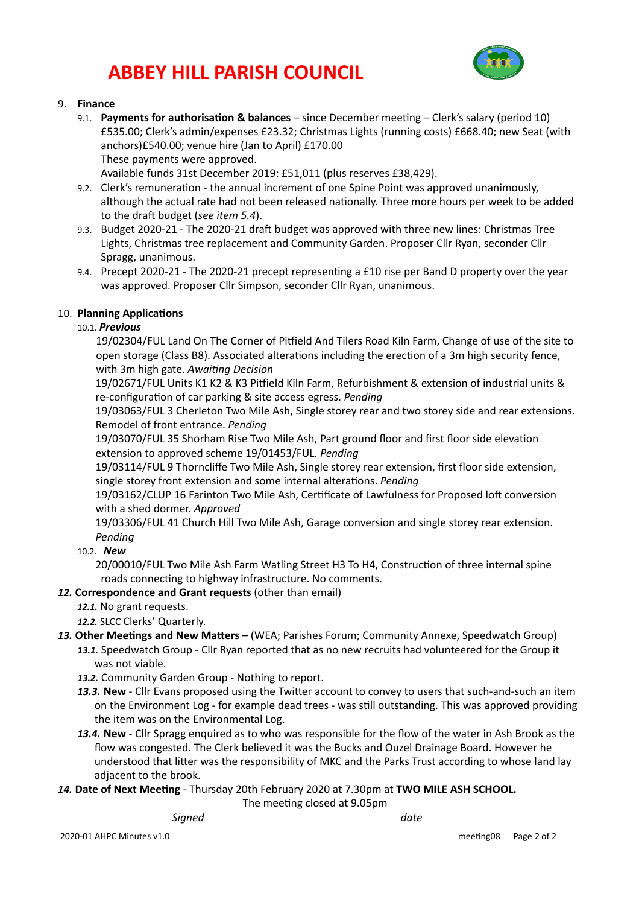# ABBEY HILL PARISH COUNCIL

9. **Finance**
   - 9.1. **Payments for authorisation & balances** – since December meeting – Clerk's salary (period 10) £535.00; Clerk's admin/expenses £23.32; Christmas Lights (running costs) £668.40; new Seat (with anchors)£540.00; venue hire (Jan to April) £170.00
     These payments were approved.
     Available funds 31st December 2019: £51,011 (plus reserves £38,429).
   - 9.2. Clerk's remuneration - the annual increment of one Spine Point was approved unanimously, although the actual rate had not been released nationally. Three more hours per week to be added to the draft budget (*see item 5.4*).
   - 9.3. Budget 2020-21 - The 2020-21 draft budget was approved with three new lines: Christmas Tree Lights, Christmas tree replacement and Community Garden. Proposer Cllr Ryan, seconder Cllr Spragg, unanimous.
   - 9.4. Precept 2020-21 - The 2020-21 precept representing a £10 rise per Band D property over the year was approved. Proposer Cllr Simpson, seconder Cllr Ryan, unanimous.

10. **Planning Applications**
    - 10.1. ***Previous***
      19/02304/FUL Land On The Corner of Pitfield And Tilers Road Kiln Farm, Change of use of the site to open storage (Class B8). Associated alterations including the erection of a 3m high security fence, with 3m high gate. *Awaiting Decision*
      19/02671/FUL Units K1 K2 & K3 Pitfield Kiln Farm, Refurbishment & extension of industrial units & re-configuration of car parking & site access egress. *Pending*
      19/03063/FUL 3 Cherleton Two Mile Ash, Single storey rear and two storey side and rear extensions. Remodel of front entrance. *Pending*
      19/03070/FUL 35 Shorham Rise Two Mile Ash, Part ground floor and first floor side elevation extension to approved scheme 19/01453/FUL. *Pending*
      19/03114/FUL 9 Thorncliffe Two Mile Ash, Single storey rear extension, first floor side extension, single storey front extension and some internal alterations. *Pending*
      19/03162/CLUP 16 Farinton Two Mile Ash, Certificate of Lawfulness for Proposed loft conversion with a shed dormer. *Approved*
      19/03306/FUL 41 Church Hill Two Mile Ash, Garage conversion and single storey rear extension. *Pending*
    - 10.2. ***New***
      20/00010/FUL Two Mile Ash Farm Watling Street H3 To H4, Construction of three internal spine roads connecting to highway infrastructure. No comments.

***12.*** **Correspondence and Grant requests** (other than email)
- ***12.1.*** No grant requests.
- ***12.2.*** SLCC Clerks' Quarterly.

***13.*** **Other Meetings and New Matters** – (WEA; Parishes Forum; Community Annexe, Speedwatch Group)
- ***13.1.*** Speedwatch Group - Cllr Ryan reported that as no new recruits had volunteered for the Group it was not viable.
- ***13.2.*** Community Garden Group - Nothing to report.
- ***13.3.*** **New** - Cllr Evans proposed using the Twitter account to convey to users that such-and-such an item on the Environment Log - for example dead trees - was still outstanding. This was approved providing the item was on the Environmental Log.
- ***13.4.*** **New** - Cllr Spragg enquired as to who was responsible for the flow of the water in Ash Brook as the flow was congested. The Clerk believed it was the Bucks and Ouzel Drainage Board. However he understood that litter was the responsibility of MKC and the Parks Trust according to whose land lay adjacent to the brook.

***14.*** **Date of Next Meeting** - Thursday 20th February 2020 at 7.30pm at **TWO MILE ASH SCHOOL.**

The meeting closed at 9.05pm

*Signed* *date*

2020-01 AHPC Minutes v1.0 meeting08